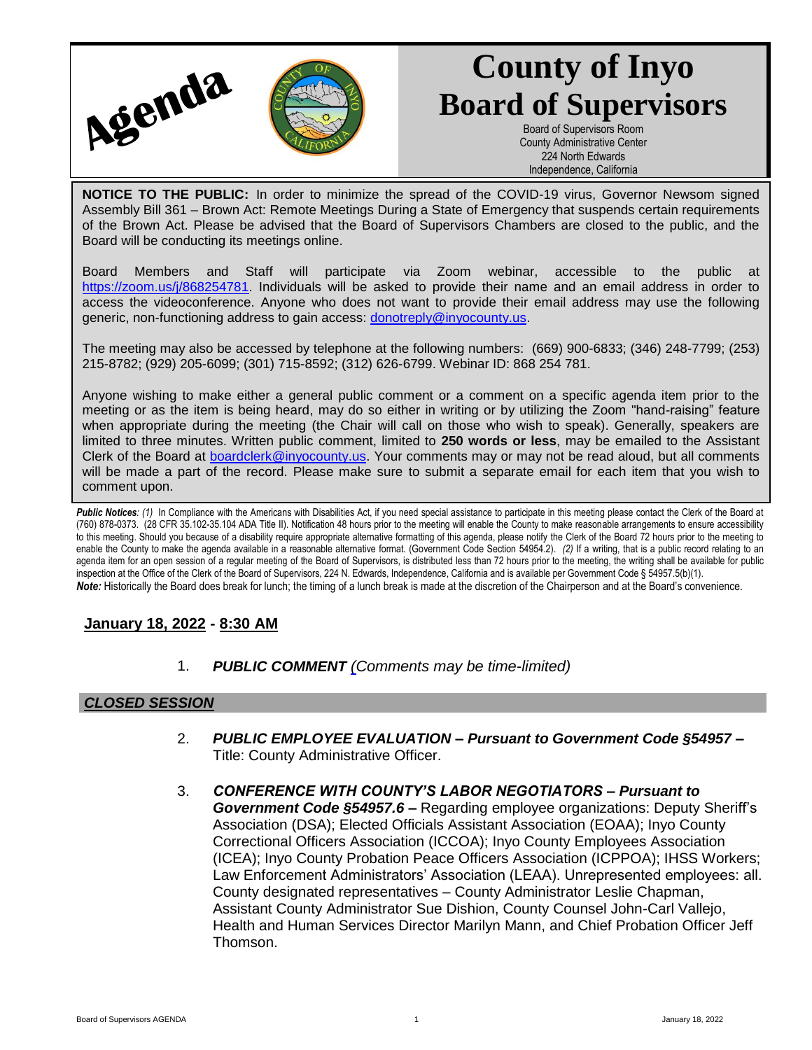# Agenda

# County of Inyo Board of Supervisors

Board of Supervisors Room
County Administrative Center
224 North Edwards
Independence, California

**NOTICE TO THE PUBLIC:** In order to minimize the spread of the COVID-19 virus, Governor Newsom signed Assembly Bill 361 – Brown Act: Remote Meetings During a State of Emergency that suspends certain requirements of the Brown Act. Please be advised that the Board of Supervisors Chambers are closed to the public, and the Board will be conducting its meetings online.

Board Members and Staff will participate via Zoom webinar, accessible to the public at https://zoom.us/j/868254781. Individuals will be asked to provide their name and an email address in order to access the videoconference. Anyone who does not want to provide their email address may use the following generic, non-functioning address to gain access: donotreply@inyocounty.us.

The meeting may also be accessed by telephone at the following numbers: (669) 900-6833; (346) 248-7799; (253) 215-8782; (929) 205-6099; (301) 715-8592; (312) 626-6799. Webinar ID: 868 254 781.

Anyone wishing to make either a general public comment or a comment on a specific agenda item prior to the meeting or as the item is being heard, may do so either in writing or by utilizing the Zoom "hand-raising" feature when appropriate during the meeting (the Chair will call on those who wish to speak). Generally, speakers are limited to three minutes. Written public comment, limited to **250 words or less**, may be emailed to the Assistant Clerk of the Board at boardclerk@inyocounty.us. Your comments may or may not be read aloud, but all comments will be made a part of the record. Please make sure to submit a separate email for each item that you wish to comment upon.

***Public Notices****: (1)* In Compliance with the Americans with Disabilities Act, if you need special assistance to participate in this meeting please contact the Clerk of the Board at (760) 878-0373. (28 CFR 35.102-35.104 ADA Title II). Notification 48 hours prior to the meeting will enable the County to make reasonable arrangements to ensure accessibility to this meeting. Should you because of a disability require appropriate alternative formatting of this agenda, please notify the Clerk of the Board 72 hours prior to the meeting to enable the County to make the agenda available in a reasonable alternative format. (Government Code Section 54954.2). *(2)* If a writing, that is a public record relating to an agenda item for an open session of a regular meeting of the Board of Supervisors, is distributed less than 72 hours prior to the meeting, the writing shall be available for public inspection at the Office of the Clerk of the Board of Supervisors, 224 N. Edwards, Independence, California and is available per Government Code § 54957.5(b)(1).
***Note:*** Historically the Board does break for lunch; the timing of a lunch break is made at the discretion of the Chairperson and at the Board's convenience.

## January 18, 2022 - 8:30 AM

1. ***PUBLIC COMMENT*** *(Comments may be time-limited)*

### *CLOSED SESSION*

2. ***PUBLIC EMPLOYEE EVALUATION – Pursuant to Government Code §54957 –*** Title: County Administrative Officer.

3. ***CONFERENCE WITH COUNTY'S LABOR NEGOTIATORS – Pursuant to Government Code §54957.6 –*** Regarding employee organizations: Deputy Sheriff's Association (DSA); Elected Officials Assistant Association (EOAA); Inyo County Correctional Officers Association (ICCOA); Inyo County Employees Association (ICEA); Inyo County Probation Peace Officers Association (ICPPOA); IHSS Workers; Law Enforcement Administrators' Association (LEAA). Unrepresented employees: all. County designated representatives – County Administrator Leslie Chapman, Assistant County Administrator Sue Dishion, County Counsel John-Carl Vallejo, Health and Human Services Director Marilyn Mann, and Chief Probation Officer Jeff Thomson.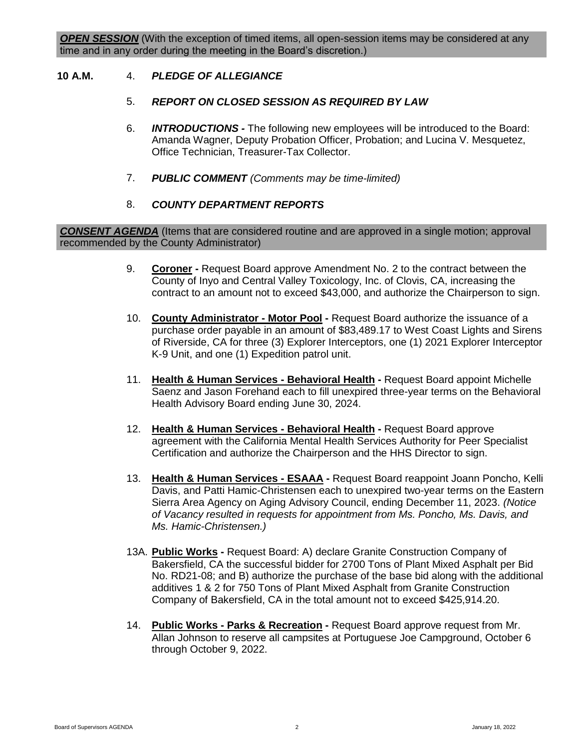***OPEN SESSION*** (With the exception of timed items, all open-session items may be considered at any time and in any order during the meeting in the Board's discretion.)

**10 A.M.** 4. ***PLEDGE OF ALLEGIANCE***

5. ***REPORT ON CLOSED SESSION AS REQUIRED BY LAW***

6. ***INTRODUCTIONS -*** The following new employees will be introduced to the Board: Amanda Wagner, Deputy Probation Officer, Probation; and Lucina V. Mesquetez, Office Technician, Treasurer-Tax Collector.

7. ***PUBLIC COMMENT*** *(Comments may be time-limited)*

8. ***COUNTY DEPARTMENT REPORTS***

***CONSENT AGENDA*** (Items that are considered routine and are approved in a single motion; approval recommended by the County Administrator)

9. **Coroner -** Request Board approve Amendment No. 2 to the contract between the County of Inyo and Central Valley Toxicology, Inc. of Clovis, CA, increasing the contract to an amount not to exceed $43,000, and authorize the Chairperson to sign.

10. **County Administrator - Motor Pool -** Request Board authorize the issuance of a purchase order payable in an amount of $83,489.17 to West Coast Lights and Sirens of Riverside, CA for three (3) Explorer Interceptors, one (1) 2021 Explorer Interceptor K-9 Unit, and one (1) Expedition patrol unit.

11. **Health & Human Services - Behavioral Health -** Request Board appoint Michelle Saenz and Jason Forehand each to fill unexpired three-year terms on the Behavioral Health Advisory Board ending June 30, 2024.

12. **Health & Human Services - Behavioral Health -** Request Board approve agreement with the California Mental Health Services Authority for Peer Specialist Certification and authorize the Chairperson and the HHS Director to sign.

13. **Health & Human Services - ESAAA -** Request Board reappoint Joann Poncho, Kelli Davis, and Patti Hamic-Christensen each to unexpired two-year terms on the Eastern Sierra Area Agency on Aging Advisory Council, ending December 11, 2023. *(Notice of Vacancy resulted in requests for appointment from Ms. Poncho, Ms. Davis, and Ms. Hamic-Christensen.)*

13A. **Public Works -** Request Board: A) declare Granite Construction Company of Bakersfield, CA the successful bidder for 2700 Tons of Plant Mixed Asphalt per Bid No. RD21-08; and B) authorize the purchase of the base bid along with the additional additives 1 & 2 for 750 Tons of Plant Mixed Asphalt from Granite Construction Company of Bakersfield, CA in the total amount not to exceed $425,914.20.

14. **Public Works - Parks & Recreation -** Request Board approve request from Mr. Allan Johnson to reserve all campsites at Portuguese Joe Campground, October 6 through October 9, 2022.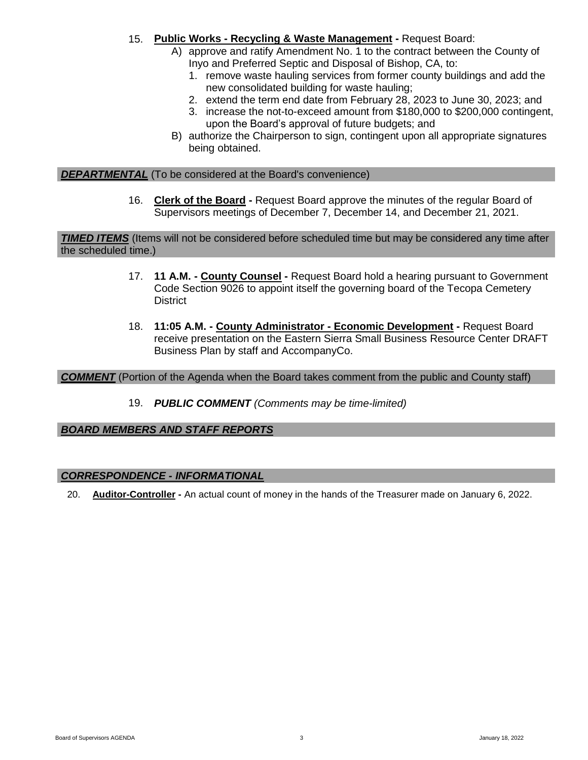15. **Public Works - Recycling & Waste Management -** Request Board:
    A) approve and ratify Amendment No. 1 to the contract between the County of Inyo and Preferred Septic and Disposal of Bishop, CA, to:
       1. remove waste hauling services from former county buildings and add the new consolidated building for waste hauling;
       2. extend the term end date from February 28, 2023 to June 30, 2023; and
       3. increase the not-to-exceed amount from $180,000 to $200,000 contingent, upon the Board's approval of future budgets; and
    B) authorize the Chairperson to sign, contingent upon all appropriate signatures being obtained.

***DEPARTMENTAL*** (To be considered at the Board's convenience)

16. **Clerk of the Board -** Request Board approve the minutes of the regular Board of Supervisors meetings of December 7, December 14, and December 21, 2021.

***TIMED ITEMS*** (Items will not be considered before scheduled time but may be considered any time after the scheduled time.)

17. **11 A.M. - County Counsel -** Request Board hold a hearing pursuant to Government Code Section 9026 to appoint itself the governing board of the Tecopa Cemetery District

18. **11:05 A.M. - County Administrator - Economic Development -** Request Board receive presentation on the Eastern Sierra Small Business Resource Center DRAFT Business Plan by staff and AccompanyCo.

***COMMENT*** (Portion of the Agenda when the Board takes comment from the public and County staff)

19. ***PUBLIC COMMENT*** *(Comments may be time-limited)*

***BOARD MEMBERS AND STAFF REPORTS***

***CORRESPONDENCE - INFORMATIONAL***

20. **Auditor-Controller -** An actual count of money in the hands of the Treasurer made on January 6, 2022.